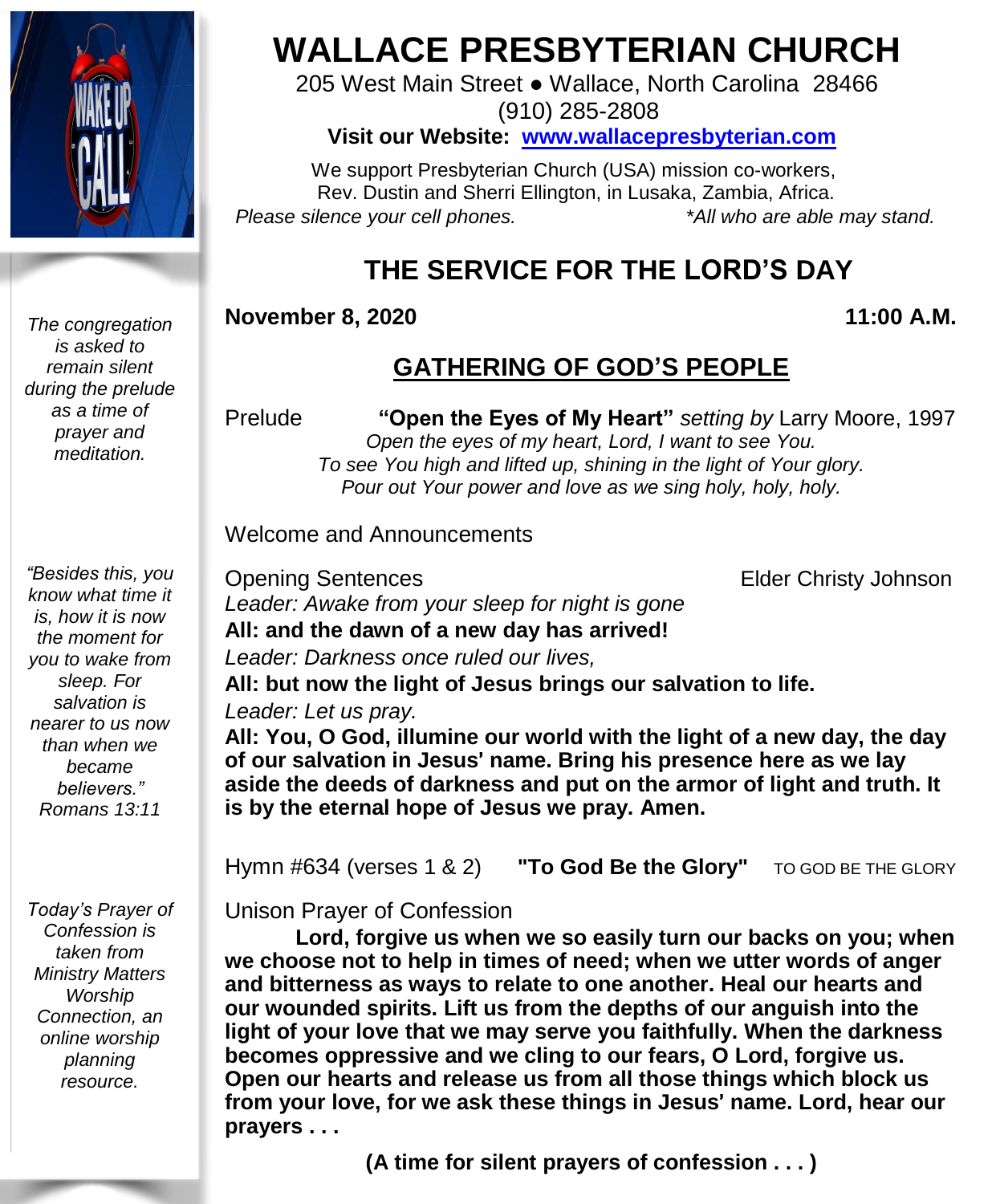# WALLACE PRESBYTERIAN CHURCH

205 West Main Street ● Wallace, North Carolina 28466
(910) 285-2808

**Visit our Website: www.wallacepresbyterian.com**

We support Presbyterian Church (USA) mission co-workers,
Rev. Dustin and Sherri Ellington, in Lusaka, Zambia, Africa.

*Please silence your cell phones.* *\*All who are able may stand.*

## THE SERVICE FOR THE LORD'S DAY

**November 8, 2020** **11:00 A.M.**

### GATHERING OF GOD'S PEOPLE

*The congregation is asked to remain silent during the prelude as a time of prayer and meditation.*

Prelude **"Open the Eyes of My Heart"** *setting by* Larry Moore, 1997

*Open the eyes of my heart, Lord, I want to see You.*
*To see You high and lifted up, shining in the light of Your glory.*
*Pour out Your power and love as we sing holy, holy, holy.*

Welcome and Announcements

*"Besides this, you know what time it is, how it is now the moment for you to wake from sleep. For salvation is nearer to us now than when we became believers." Romans 13:11*

Opening Sentences Elder Christy Johnson

*Leader: Awake from your sleep for night is gone*
**All: and the dawn of a new day has arrived!**
*Leader: Darkness once ruled our lives,*
**All: but now the light of Jesus brings our salvation to life.**
*Leader: Let us pray.*
**All: You, O God, illumine our world with the light of a new day, the day of our salvation in Jesus' name. Bring his presence here as we lay aside the deeds of darkness and put on the armor of light and truth. It is by the eternal hope of Jesus we pray. Amen.**

Hymn #634 (verses 1 & 2) **"To God Be the Glory"** TO GOD BE THE GLORY

*Today's Prayer of Confession is taken from Ministry Matters Worship Connection, an online worship planning resource.*

Unison Prayer of Confession

**Lord, forgive us when we so easily turn our backs on you; when we choose not to help in times of need; when we utter words of anger and bitterness as ways to relate to one another. Heal our hearts and our wounded spirits. Lift us from the depths of our anguish into the light of your love that we may serve you faithfully. When the darkness becomes oppressive and we cling to our fears, O Lord, forgive us. Open our hearts and release us from all those things which block us from your love, for we ask these things in Jesus' name. Lord, hear our prayers . . .**

**(A time for silent prayers of confession . . . )**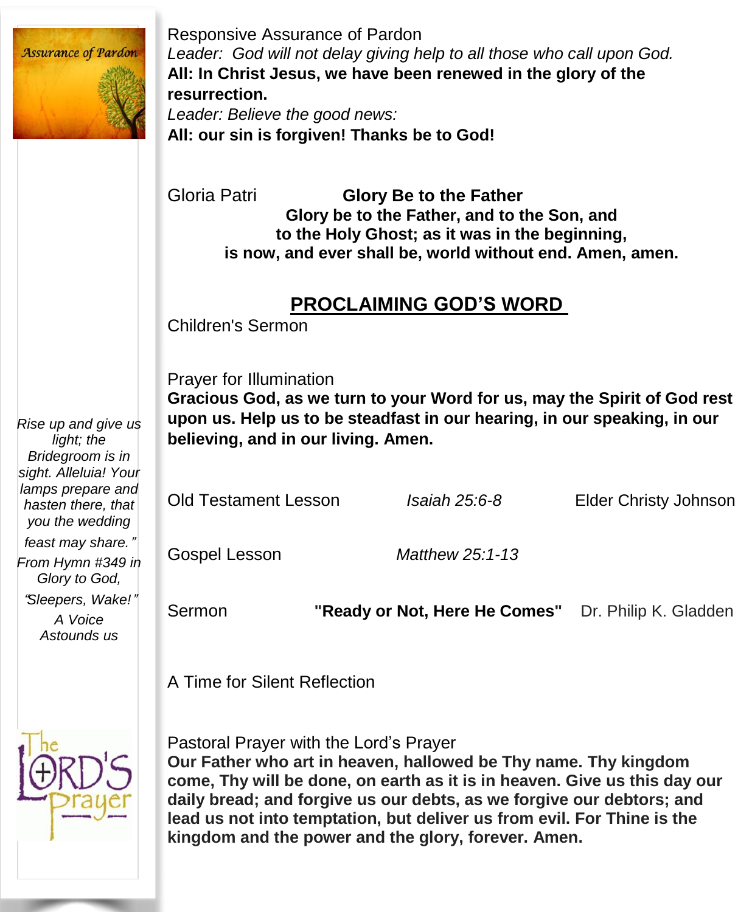Responsive Assurance of Pardon

*Leader: God will not delay giving help to all those who call upon God.*

**All: In Christ Jesus, we have been renewed in the glory of the resurrection.**

*Leader: Believe the good news:*

**All: our sin is forgiven! Thanks be to God!**

Gloria Patri **Glory Be to the Father**

**Glory be to the Father, and to the Son, and**
**to the Holy Ghost; as it was in the beginning,**
**is now, and ever shall be, world without end. Amen, amen.**

## PROCLAIMING GOD'S WORD

Children's Sermon

Prayer for Illumination

**Gracious God, as we turn to your Word for us, may the Spirit of God rest upon us. Help us to be steadfast in our hearing, in our speaking, in our believing, and in our living. Amen.**

*Rise up and give us light; the Bridegroom is in sight. Alleluia! Your lamps prepare and hasten there, that you the wedding feast may share."*
*From Hymn #349 in Glory to God, "Sleepers, Wake!" A Voice Astounds us*

Old Testament Lesson *Isaiah 25:6-8* Elder Christy Johnson

Gospel Lesson *Matthew 25:1-13*

Sermon **"Ready or Not, Here He Comes"** Dr. Philip K. Gladden

A Time for Silent Reflection

Pastoral Prayer with the Lord's Prayer

**Our Father who art in heaven, hallowed be Thy name. Thy kingdom come, Thy will be done, on earth as it is in heaven. Give us this day our daily bread; and forgive us our debts, as we forgive our debtors; and lead us not into temptation, but deliver us from evil. For Thine is the kingdom and the power and the glory, forever. Amen.**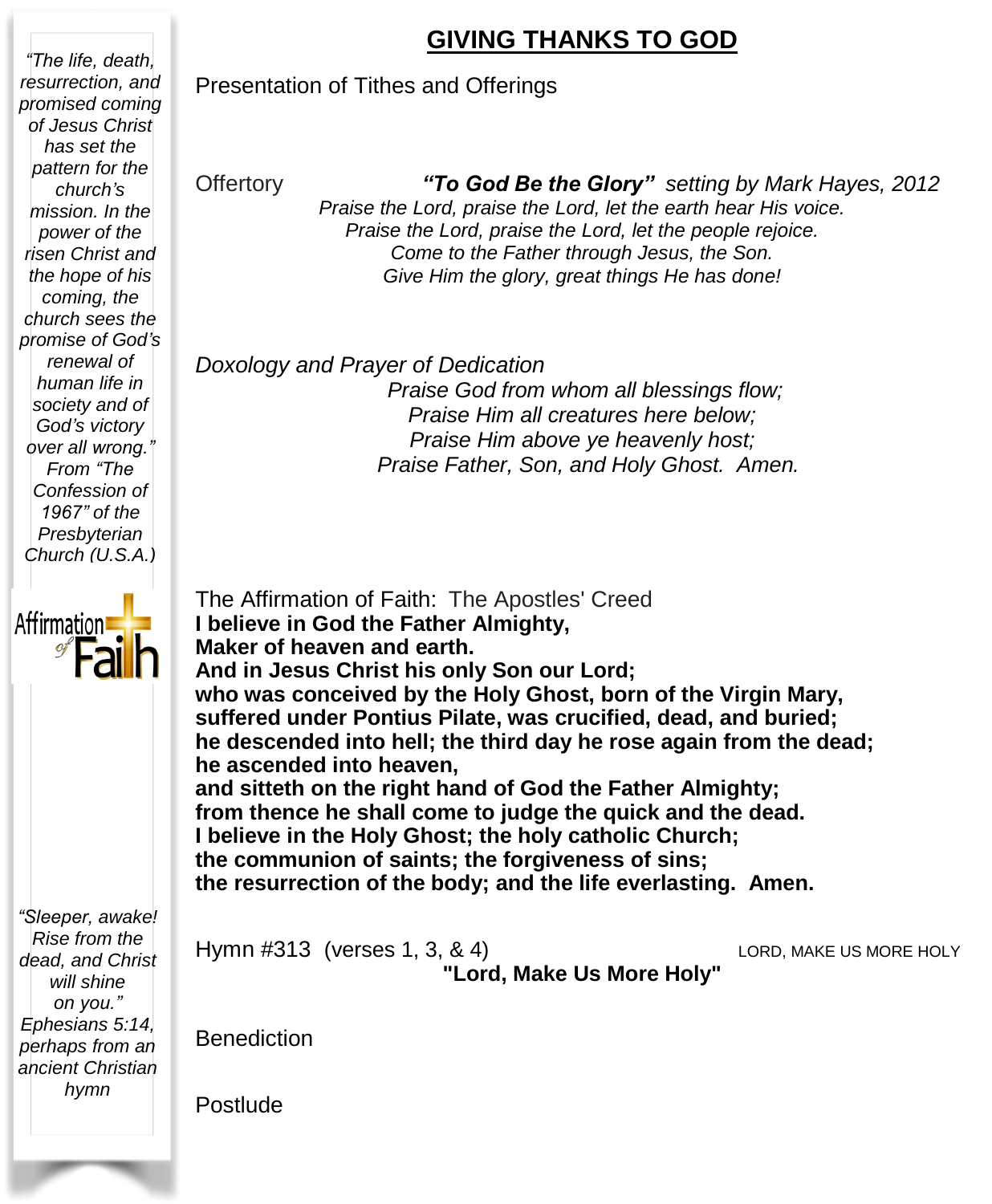## GIVING THANKS TO GOD

Presentation of Tithes and Offerings

Offertory ***"To God Be the Glory"*** *setting by Mark Hayes, 2012*

*Praise the Lord, praise the Lord, let the earth hear His voice.*
*Praise the Lord, praise the Lord, let the people rejoice.*
*Come to the Father through Jesus, the Son.*
*Give Him the glory, great things He has done!*

*Doxology and Prayer of Dedication*

*Praise God from whom all blessings flow;*
*Praise Him all creatures here below;*
*Praise Him above ye heavenly host;*
*Praise Father, Son, and Holy Ghost. Amen.*

The Affirmation of Faith: The Apostles' Creed

**I believe in God the Father Almighty,**
**Maker of heaven and earth.**
**And in Jesus Christ his only Son our Lord;**
**who was conceived by the Holy Ghost, born of the Virgin Mary,**
**suffered under Pontius Pilate, was crucified, dead, and buried;**
**he descended into hell; the third day he rose again from the dead;**
**he ascended into heaven,**
**and sitteth on the right hand of God the Father Almighty;**
**from thence he shall come to judge the quick and the dead.**
**I believe in the Holy Ghost; the holy catholic Church;**
**the communion of saints; the forgiveness of sins;**
**the resurrection of the body; and the life everlasting. Amen.**

Hymn #313 (verses 1, 3, & 4) LORD, MAKE US MORE HOLY

**"Lord, Make Us More Holy"**

Benediction

Postlude

*"The life, death, resurrection, and promised coming of Jesus Christ has set the pattern for the church's mission. In the power of the risen Christ and the hope of his coming, the church sees the promise of God's renewal of human life in society and of God's victory over all wrong."* From "The Confession of 1967" of the Presbyterian Church (U.S.A.)

Affirmation of Faith

*"Sleeper, awake! Rise from the dead, and Christ will shine on you." Ephesians 5:14, perhaps from an ancient Christian hymn*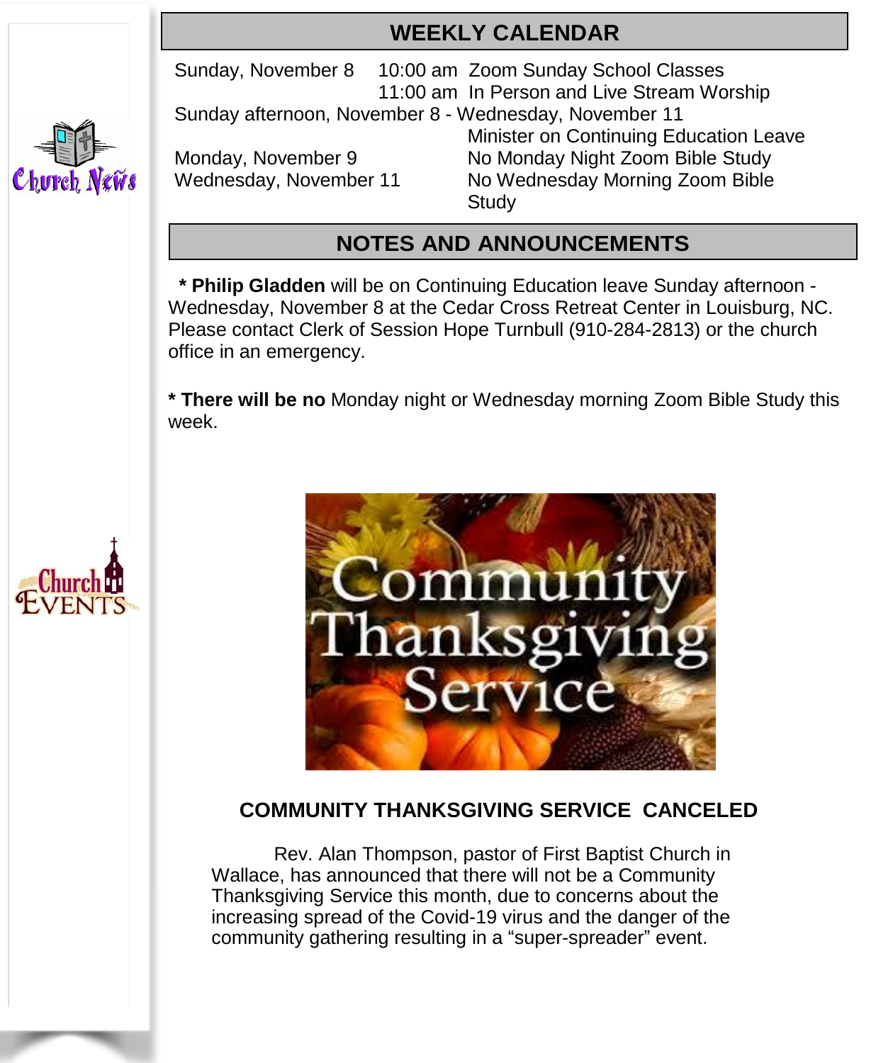## WEEKLY CALENDAR

| | | |
|---|---|---|
| Sunday, November 8 | 10:00 am | Zoom Sunday School Classes |
| | 11:00 am | In Person and Live Stream Worship |
| Sunday afternoon, November 8 - Wednesday, November 11 | | Minister on Continuing Education Leave |
| Monday, November 9 | | No Monday Night Zoom Bible Study |
| Wednesday, November 11 | | No Wednesday Morning Zoom Bible Study |

## NOTES AND ANNOUNCEMENTS

* **Philip Gladden** will be on Continuing Education leave Sunday afternoon - Wednesday, November 8 at the Cedar Cross Retreat Center in Louisburg, NC. Please contact Clerk of Session Hope Turnbull (910-284-2813) or the church office in an emergency.

* **There will be no** Monday night or Wednesday morning Zoom Bible Study this week.

Community Thanksgiving Service

### COMMUNITY THANKSGIVING SERVICE CANCELED

Rev. Alan Thompson, pastor of First Baptist Church in Wallace, has announced that there will not be a Community Thanksgiving Service this month, due to concerns about the increasing spread of the Covid-19 virus and the danger of the community gathering resulting in a "super-spreader" event.